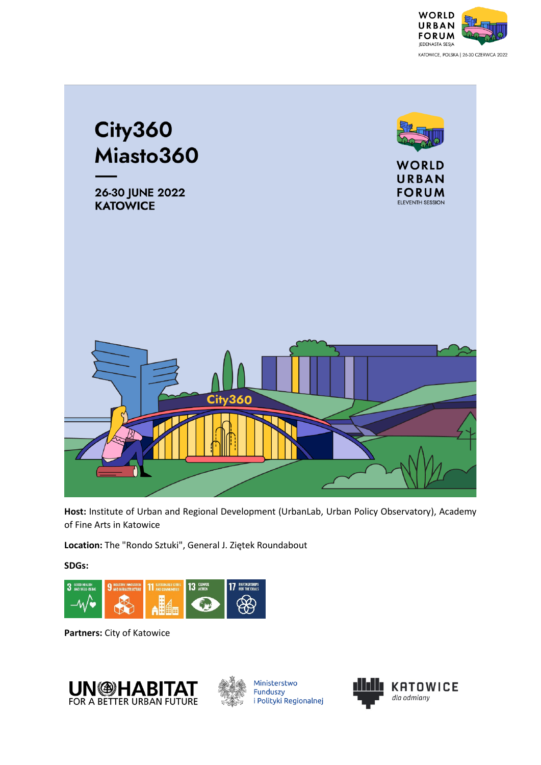# City360
# Miasto360

**26-30 JUNE 2022**
**KATOWICE**

WORLD URBAN FORUM
ELEVENTH SESSION

**Host:** Institute of Urban and Regional Development (UrbanLab, Urban Policy Observatory), Academy of Fine Arts in Katowice

**Location:** The "Rondo Sztuki", General J. Ziętek Roundabout

**SDGs:**

3 GOOD HEALTH AND WELL-BEING
9 INDUSTRY, INNOVATION AND INFRASTRUCTURE
11 SUSTAINABLE CITIES AND COMMUNITIES
13 CLIMATE ACTION
17 PARTNERSHIPS FOR THE GOALS

**Partners:** City of Katowice

UN-HABITAT FOR A BETTER URBAN FUTURE

Ministerstwo Funduszy i Polityki Regionalnej

KATOWICE dla odmiany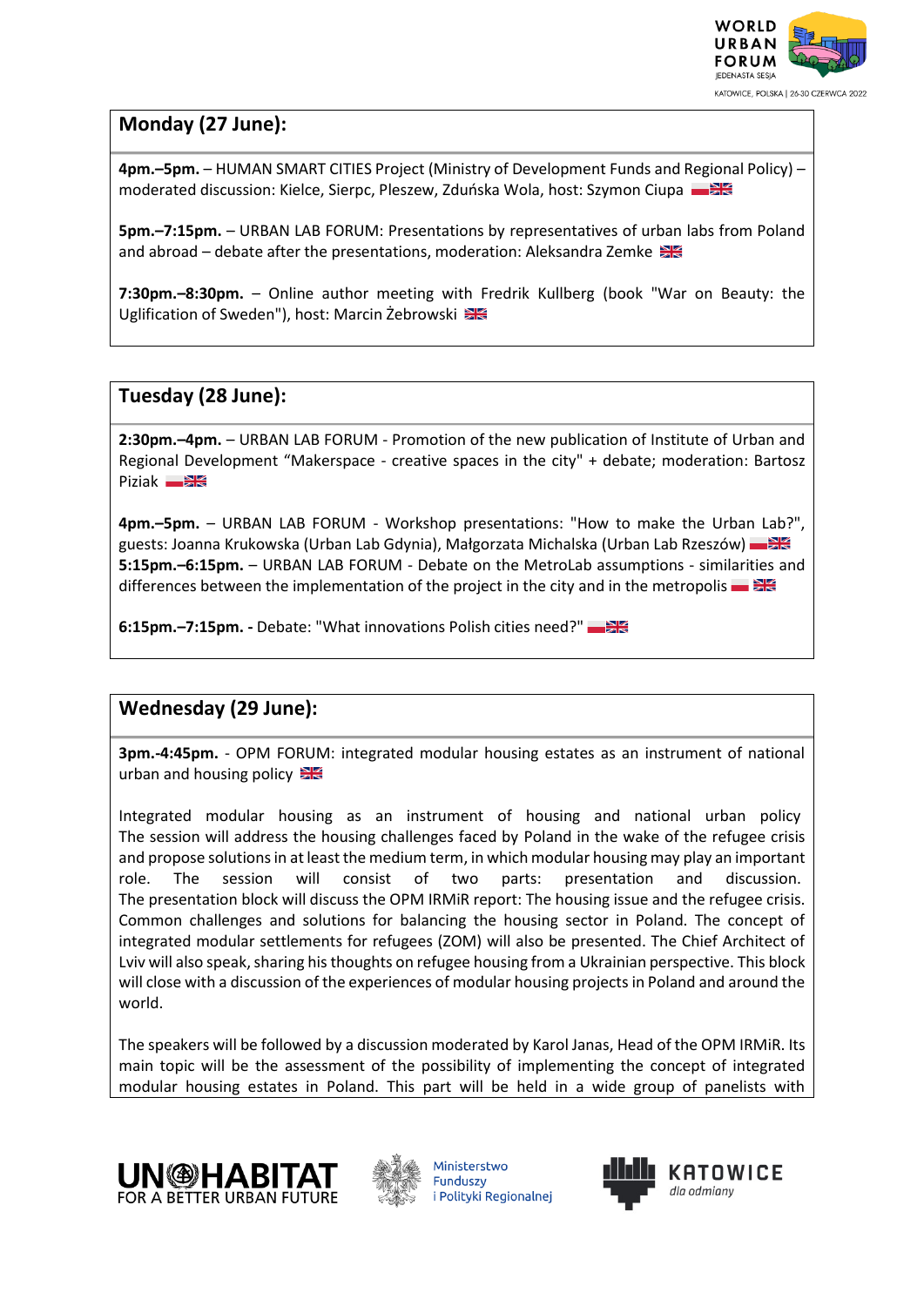## Monday (27 June):

**4pm.–5pm.** – HUMAN SMART CITIES Project (Ministry of Development Funds and Regional Policy) – moderated discussion: Kielce, Sierpc, Pleszew, Zduńska Wola, host: Szymon Ciupa

**5pm.–7:15pm.** – URBAN LAB FORUM: Presentations by representatives of urban labs from Poland and abroad – debate after the presentations, moderation: Aleksandra Zemke

**7:30pm.–8:30pm.** – Online author meeting with Fredrik Kullberg (book "War on Beauty: the Uglification of Sweden"), host: Marcin Żebrowski

## Tuesday (28 June):

**2:30pm.–4pm.** – URBAN LAB FORUM - Promotion of the new publication of Institute of Urban and Regional Development "Makerspace - creative spaces in the city" + debate; moderation: Bartosz Piziak

**4pm.–5pm.** – URBAN LAB FORUM - Workshop presentations: "How to make the Urban Lab?", guests: Joanna Krukowska (Urban Lab Gdynia), Małgorzata Michalska (Urban Lab Rzeszów)

**5:15pm.–6:15pm.** – URBAN LAB FORUM - Debate on the MetroLab assumptions - similarities and differences between the implementation of the project in the city and in the metropolis

**6:15pm.–7:15pm. -** Debate: "What innovations Polish cities need?"

## Wednesday (29 June):

**3pm.-4:45pm.** - OPM FORUM: integrated modular housing estates as an instrument of national urban and housing policy

Integrated modular housing as an instrument of housing and national urban policy The session will address the housing challenges faced by Poland in the wake of the refugee crisis and propose solutions in at least the medium term, in which modular housing may play an important role. The session will consist of two parts: presentation and discussion. The presentation block will discuss the OPM IRMiR report: The housing issue and the refugee crisis. Common challenges and solutions for balancing the housing sector in Poland. The concept of integrated modular settlements for refugees (ZOM) will also be presented. The Chief Architect of Lviv will also speak, sharing his thoughts on refugee housing from a Ukrainian perspective. This block will close with a discussion of the experiences of modular housing projects in Poland and around the world.

The speakers will be followed by a discussion moderated by Karol Janas, Head of the OPM IRMiR. Its main topic will be the assessment of the possibility of implementing the concept of integrated modular housing estates in Poland. This part will be held in a wide group of panelists with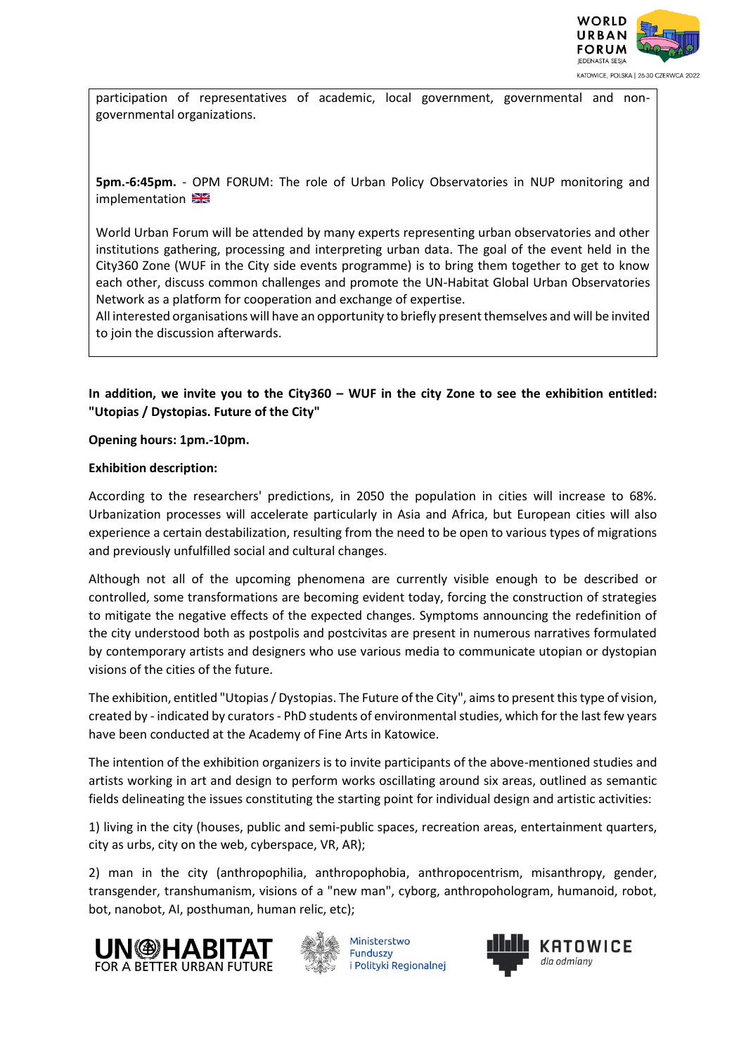participation of representatives of academic, local government, governmental and non-governmental organizations.

**5pm.-6:45pm.** - OPM FORUM: The role of Urban Policy Observatories in NUP monitoring and implementation

World Urban Forum will be attended by many experts representing urban observatories and other institutions gathering, processing and interpreting urban data. The goal of the event held in the City360 Zone (WUF in the City side events programme) is to bring them together to get to know each other, discuss common challenges and promote the UN-Habitat Global Urban Observatories Network as a platform for cooperation and exchange of expertise.
All interested organisations will have an opportunity to briefly present themselves and will be invited to join the discussion afterwards.

**In addition, we invite you to the City360 – WUF in the city Zone to see the exhibition entitled: "Utopias / Dystopias. Future of the City"**

**Opening hours: 1pm.-10pm.**

**Exhibition description:**

According to the researchers' predictions, in 2050 the population in cities will increase to 68%. Urbanization processes will accelerate particularly in Asia and Africa, but European cities will also experience a certain destabilization, resulting from the need to be open to various types of migrations and previously unfulfilled social and cultural changes.

Although not all of the upcoming phenomena are currently visible enough to be described or controlled, some transformations are becoming evident today, forcing the construction of strategies to mitigate the negative effects of the expected changes. Symptoms announcing the redefinition of the city understood both as postpolis and postcivitas are present in numerous narratives formulated by contemporary artists and designers who use various media to communicate utopian or dystopian visions of the cities of the future.

The exhibition, entitled "Utopias / Dystopias. The Future of the City", aims to present this type of vision, created by - indicated by curators - PhD students of environmental studies, which for the last few years have been conducted at the Academy of Fine Arts in Katowice.

The intention of the exhibition organizers is to invite participants of the above-mentioned studies and artists working in art and design to perform works oscillating around six areas, outlined as semantic fields delineating the issues constituting the starting point for individual design and artistic activities:

1) living in the city (houses, public and semi-public spaces, recreation areas, entertainment quarters, city as urbs, city on the web, cyberspace, VR, AR);

2) man in the city (anthropophilia, anthropophobia, anthropocentrism, misanthropy, gender, transgender, transhumanism, visions of a "new man", cyborg, anthropohologram, humanoid, robot, bot, nanobot, AI, posthuman, human relic, etc);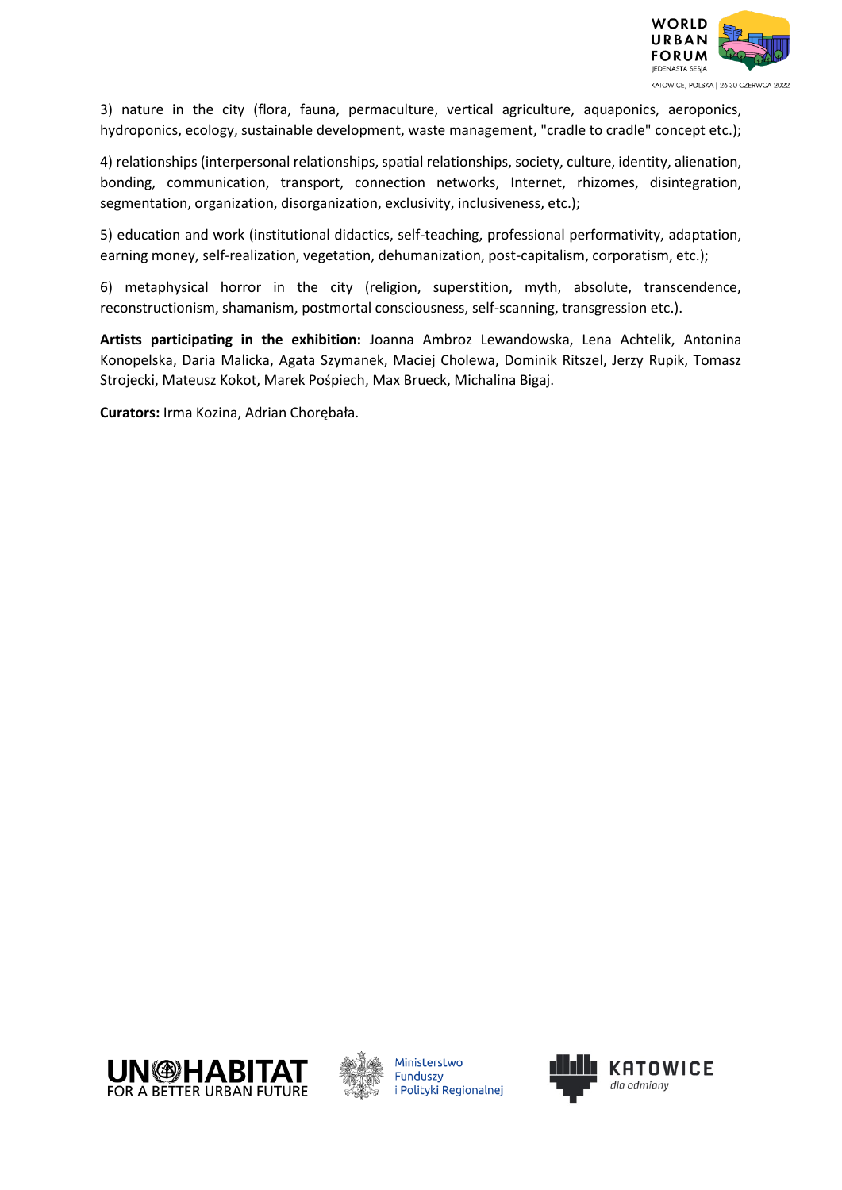3) nature in the city (flora, fauna, permaculture, vertical agriculture, aquaponics, aeroponics, hydroponics, ecology, sustainable development, waste management, "cradle to cradle" concept etc.);

4) relationships (interpersonal relationships, spatial relationships, society, culture, identity, alienation, bonding, communication, transport, connection networks, Internet, rhizomes, disintegration, segmentation, organization, disorganization, exclusivity, inclusiveness, etc.);

5) education and work (institutional didactics, self-teaching, professional performativity, adaptation, earning money, self-realization, vegetation, dehumanization, post-capitalism, corporatism, etc.);

6) metaphysical horror in the city (religion, superstition, myth, absolute, transcendence, reconstructionism, shamanism, postmortal consciousness, self-scanning, transgression etc.).

**Artists participating in the exhibition:** Joanna Ambroz Lewandowska, Lena Achtelik, Antonina Konopelska, Daria Malicka, Agata Szymanek, Maciej Cholewa, Dominik Ritszel, Jerzy Rupik, Tomasz Strojecki, Mateusz Kokot, Marek Pośpiech, Max Brueck, Michalina Bigaj.

**Curators:** Irma Kozina, Adrian Chorębała.